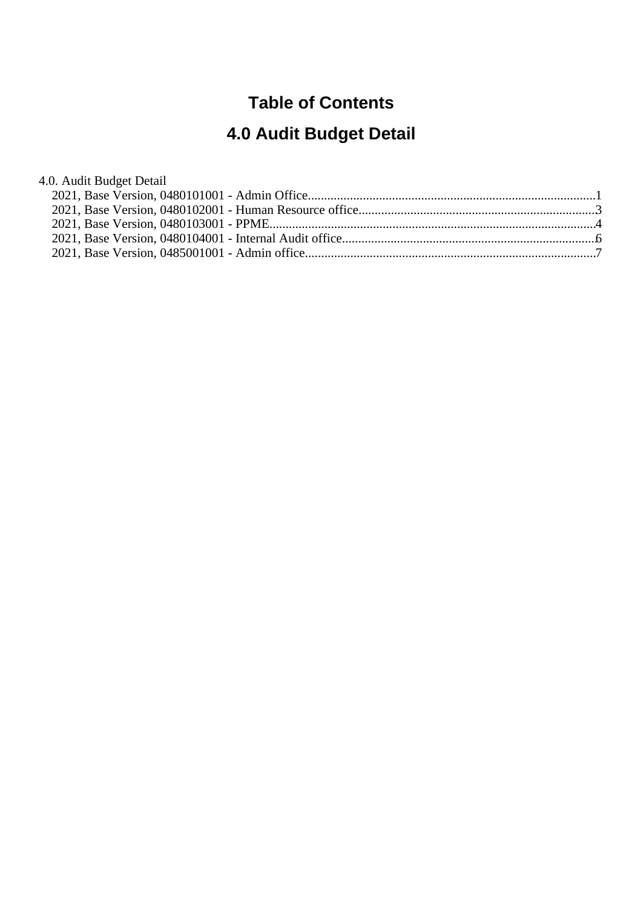# Table of Contents

## 4.0 Audit Budget Detail

4.0. Audit Budget Detail

- 2021, Base Version, 0480101001 - Admin Office........................................................................................1
- 2021, Base Version, 0480102001 - Human Resource office.........................................................................3
- 2021, Base Version, 0480103001 - PPME....................................................................................................4
- 2021, Base Version, 0480104001 - Internal Audit office..............................................................................6
- 2021, Base Version, 0485001001 - Admin office..........................................................................................7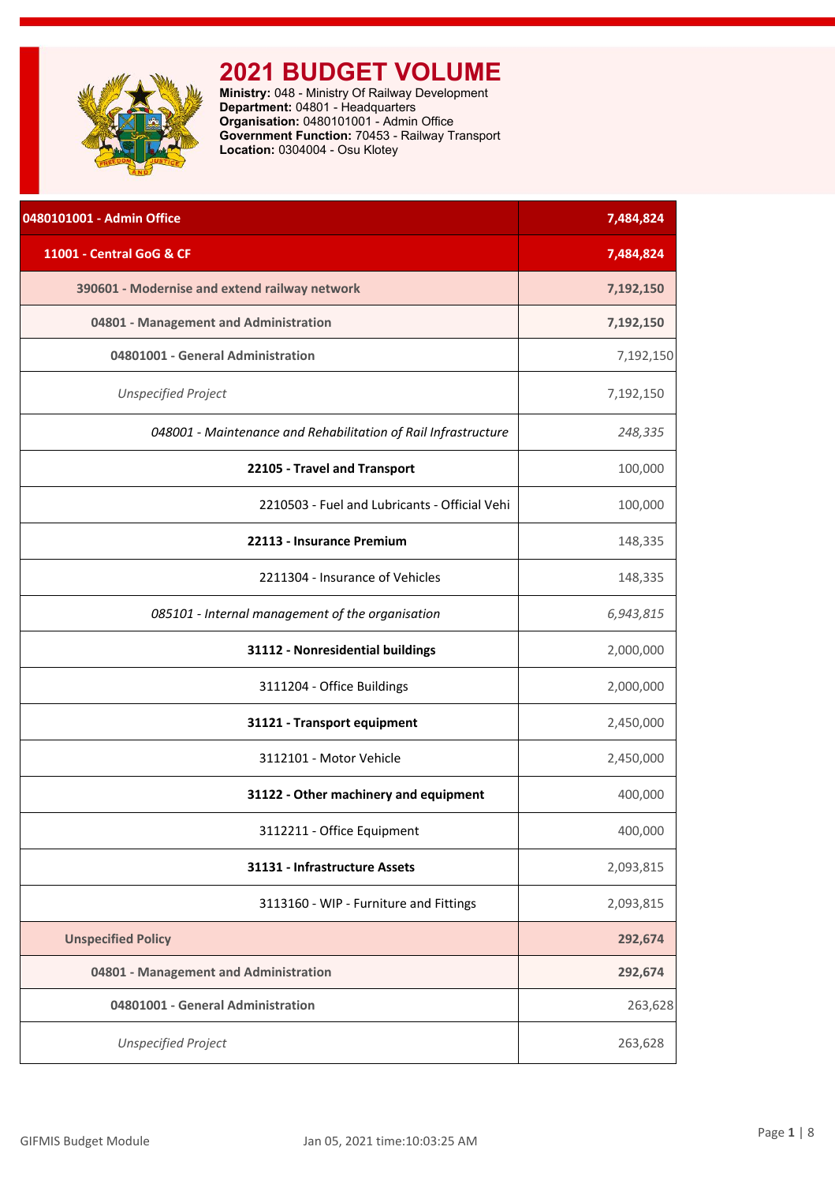# 2021 BUDGET VOLUME

**Ministry:** 048 - Ministry Of Railway Development
**Department:** 04801 - Headquarters
**Organisation:** 0480101001 - Admin Office
**Government Function:** 70453 - Railway Transport
**Location:** 0304004 - Osu Klotey

| 0480101001 - Admin Office | 7,484,824 |
|---|---|
| **11001 - Central GoG & CF** | **7,484,824** |
| **390601 - Modernise and extend railway network** | **7,192,150** |
| **04801 - Management and Administration** | **7,192,150** |
| **04801001 - General Administration** | 7,192,150 |
| *Unspecified Project* | 7,192,150 |
| *048001 - Maintenance and Rehabilitation of Rail Infrastructure* | *248,335* |
| **22105 - Travel and Transport** | 100,000 |
| 2210503 - Fuel and Lubricants - Official Vehi | 100,000 |
| **22113 - Insurance Premium** | 148,335 |
| 2211304 - Insurance of Vehicles | 148,335 |
| *085101 - Internal management of the organisation* | *6,943,815* |
| **31112 - Nonresidential buildings** | 2,000,000 |
| 3111204 - Office Buildings | 2,000,000 |
| **31121 - Transport equipment** | 2,450,000 |
| 3112101 - Motor Vehicle | 2,450,000 |
| **31122 - Other machinery and equipment** | 400,000 |
| 3112211 - Office Equipment | 400,000 |
| **31131 - Infrastructure Assets** | 2,093,815 |
| 3113160 - WIP - Furniture and Fittings | 2,093,815 |
| **Unspecified Policy** | **292,674** |
| **04801 - Management and Administration** | **292,674** |
| **04801001 - General Administration** | 263,628 |
| *Unspecified Project* | 263,628 |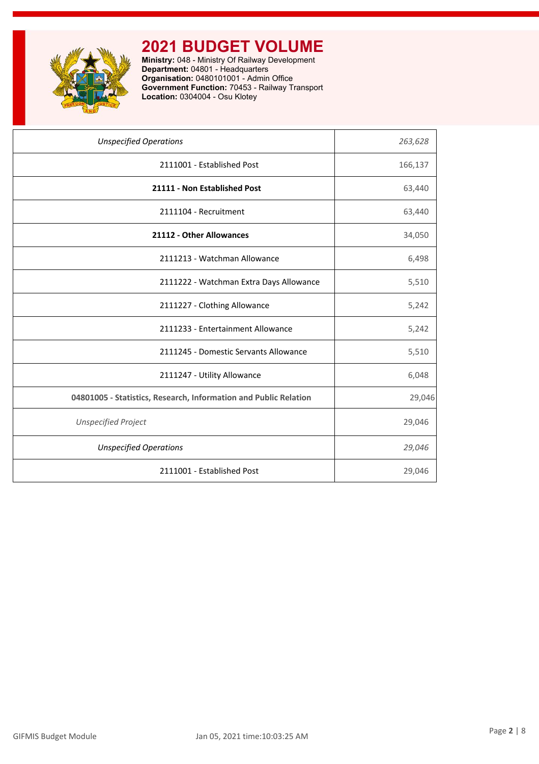# 2021 BUDGET VOLUME

**Ministry:** 048 - Ministry Of Railway Development
**Department:** 04801 - Headquarters
**Organisation:** 0480101001 - Admin Office
**Government Function:** 70453 - Railway Transport
**Location:** 0304004 - Osu Klotey

| | |
|---|---|
| *Unspecified Operations* | *263,628* |
| 2111001 - Established Post | 166,137 |
| **21111 - Non Established Post** | 63,440 |
| 2111104 - Recruitment | 63,440 |
| **21112 - Other Allowances** | 34,050 |
| 2111213 - Watchman Allowance | 6,498 |
| 2111222 - Watchman Extra Days Allowance | 5,510 |
| 2111227 - Clothing Allowance | 5,242 |
| 2111233 - Entertainment Allowance | 5,242 |
| 2111245 - Domestic Servants Allowance | 5,510 |
| 2111247 - Utility Allowance | 6,048 |
| **04801005 - Statistics, Research, Information and Public Relation** | 29,046 |
| *Unspecified Project* | 29,046 |
| *Unspecified Operations* | *29,046* |
| 2111001 - Established Post | 29,046 |

GIFMIS Budget Module — Jan 05, 2021 time:10:03:25 AM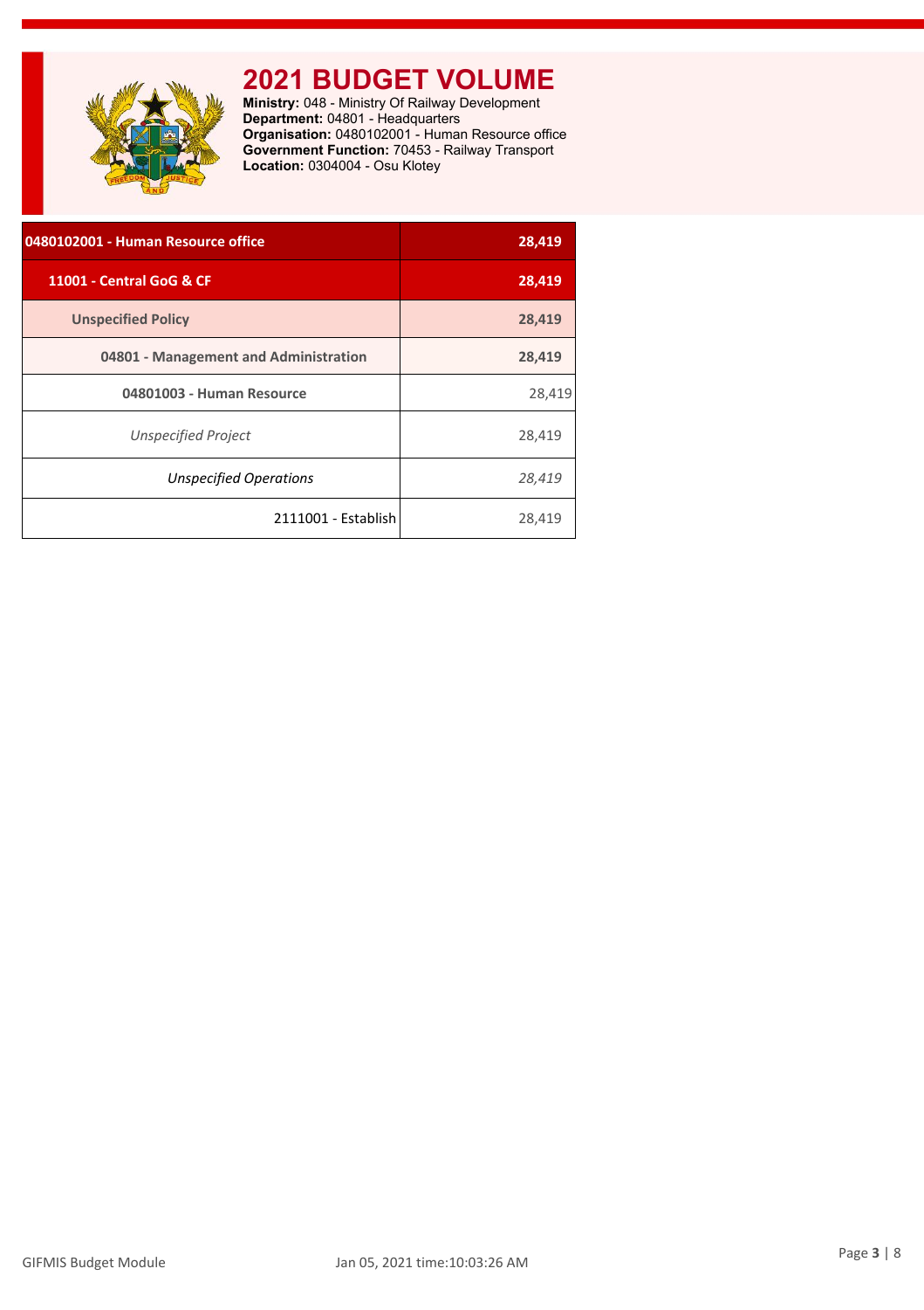# 2021 BUDGET VOLUME

**Ministry:** 048 - Ministry Of Railway Development
**Department:** 04801 - Headquarters
**Organisation:** 0480102001 - Human Resource office
**Government Function:** 70453 - Railway Transport
**Location:** 0304004 - Osu Klotey

| **0480102001 - Human Resource office** | **28,419** |
|---|---|
| **11001 - Central GoG & CF** | **28,419** |
| **Unspecified Policy** | **28,419** |
| **04801 - Management and Administration** | **28,419** |
| **04801003 - Human Resource** | 28,419 |
| *Unspecified Project* | 28,419 |
| *Unspecified Operations* | *28,419* |
| 2111001 - Establish | 28,419 |

GIFMIS Budget Module    Jan 05, 2021 time:10:03:26 AM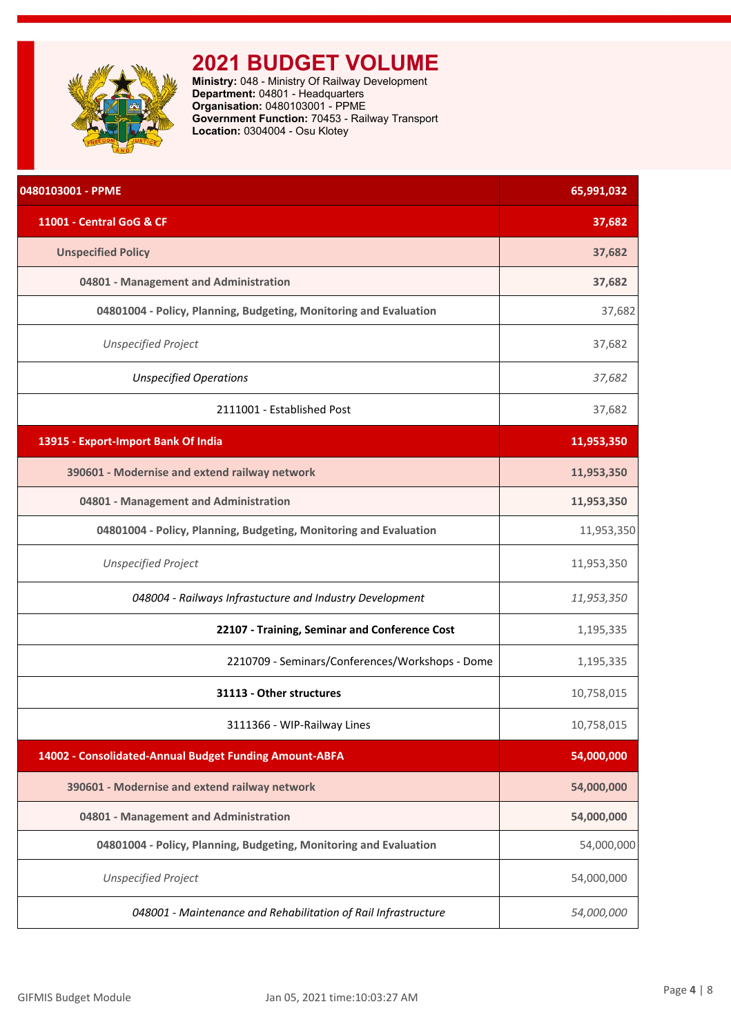# 2021 BUDGET VOLUME

**Ministry:** 048 - Ministry Of Railway Development
**Department:** 04801 - Headquarters
**Organisation:** 0480103001 - PPME
**Government Function:** 70453 - Railway Transport
**Location:** 0304004 - Osu Klotey

| **0480103001 - PPME** | **65,991,032** |
|---|---|
| **11001 - Central GoG & CF** | **37,682** |
| **Unspecified Policy** | **37,682** |
| **04801 - Management and Administration** | **37,682** |
| **04801004 - Policy, Planning, Budgeting, Monitoring and Evaluation** | 37,682 |
| *Unspecified Project* | 37,682 |
| *Unspecified Operations* | *37,682* |
| 2111001 - Established Post | 37,682 |
| **13915 - Export-Import Bank Of India** | **11,953,350** |
| **390601 - Modernise and extend railway network** | **11,953,350** |
| **04801 - Management and Administration** | **11,953,350** |
| **04801004 - Policy, Planning, Budgeting, Monitoring and Evaluation** | 11,953,350 |
| *Unspecified Project* | 11,953,350 |
| *048004 - Railways Infrastructure and Industry Development* | *11,953,350* |
| **22107 - Training, Seminar and Conference Cost** | 1,195,335 |
| 2210709 - Seminars/Conferences/Workshops - Dome | 1,195,335 |
| **31113 - Other structures** | 10,758,015 |
| 3111366 - WIP-Railway Lines | 10,758,015 |
| **14002 - Consolidated-Annual Budget Funding Amount-ABFA** | **54,000,000** |
| **390601 - Modernise and extend railway network** | **54,000,000** |
| **04801 - Management and Administration** | **54,000,000** |
| **04801004 - Policy, Planning, Budgeting, Monitoring and Evaluation** | 54,000,000 |
| *Unspecified Project* | 54,000,000 |
| *048001 - Maintenance and Rehabilitation of Rail Infrastructure* | *54,000,000* |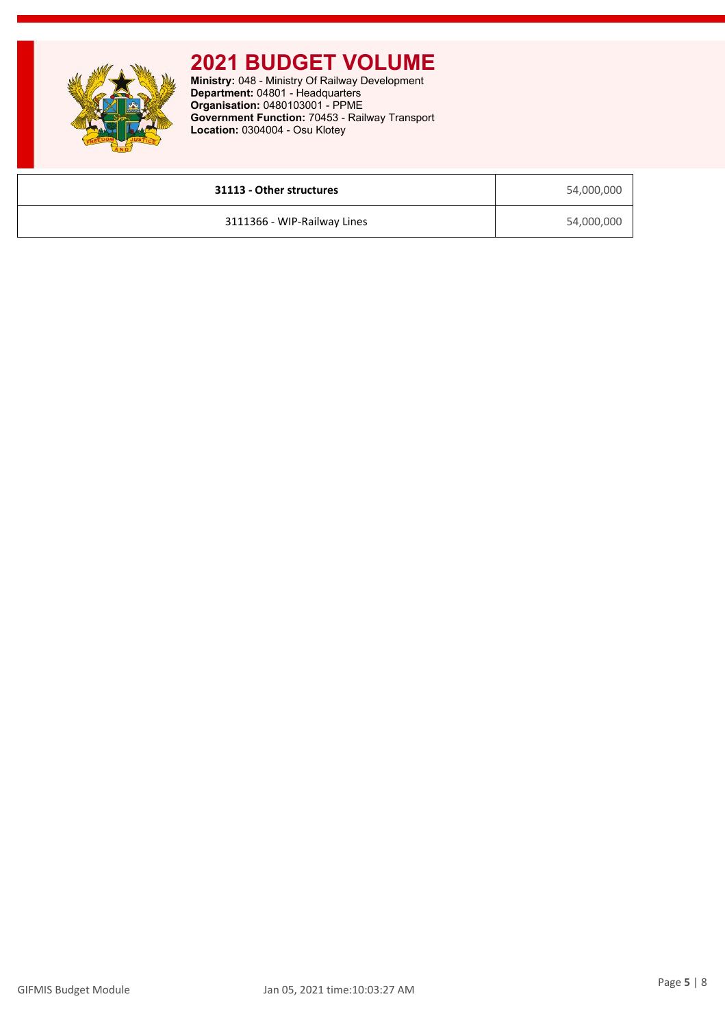# 2021 BUDGET VOLUME

**Ministry:** 048 - Ministry Of Railway Development
**Department:** 04801 - Headquarters
**Organisation:** 0480103001 - PPME
**Government Function:** 70453 - Railway Transport
**Location:** 0304004 - Osu Klotey

| **31113 - Other structures** | 54,000,000 |
|---|---|
| 3111366 - WIP-Railway Lines | 54,000,000 |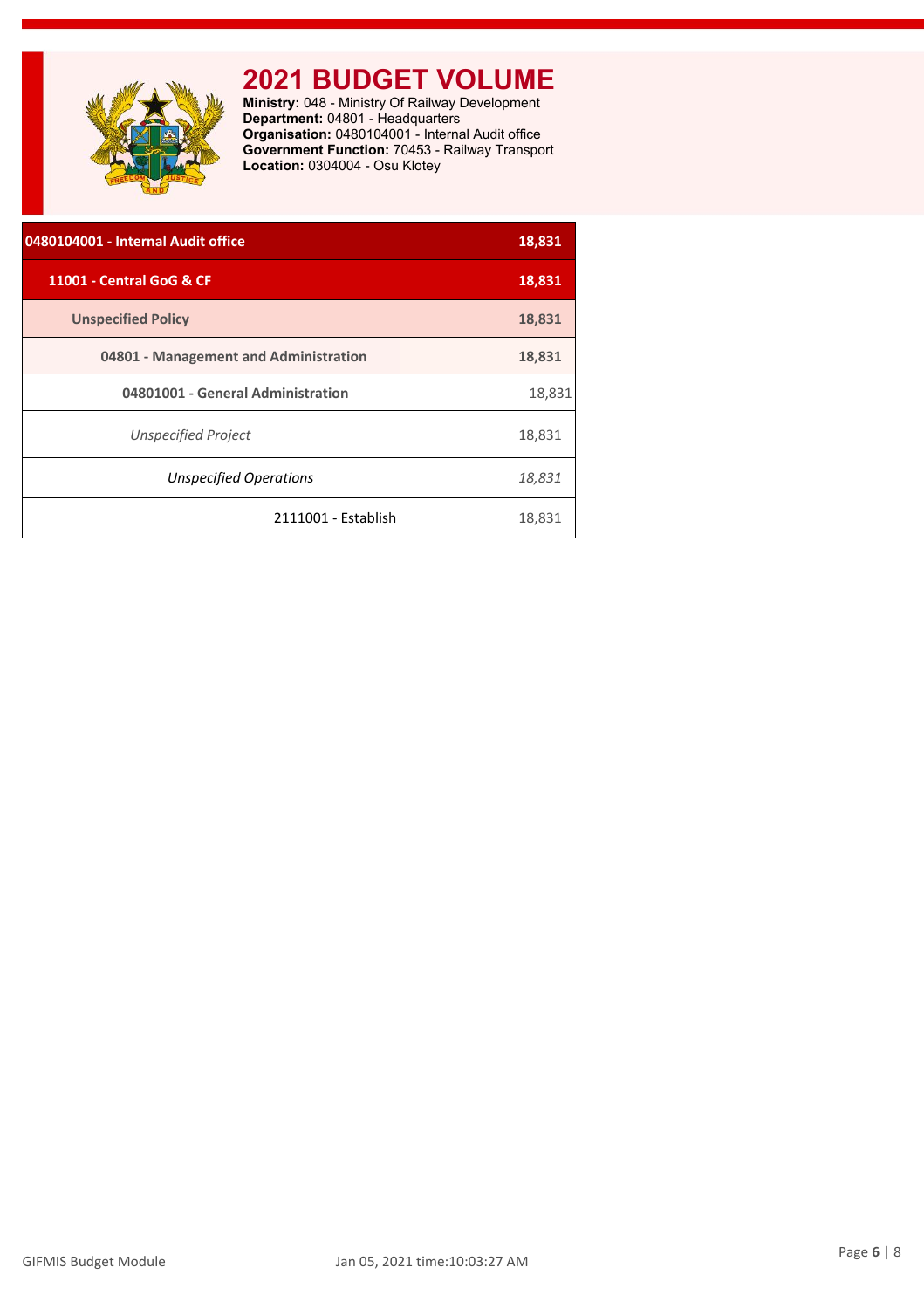# 2021 BUDGET VOLUME

**Ministry:** 048 - Ministry Of Railway Development
**Department:** 04801 - Headquarters
**Organisation:** 0480104001 - Internal Audit office
**Government Function:** 70453 - Railway Transport
**Location:** 0304004 - Osu Klotey

| | |
|---|---|
| **0480104001 - Internal Audit office** | **18,831** |
| **11001 - Central GoG & CF** | **18,831** |
| **Unspecified Policy** | **18,831** |
| **04801 - Management and Administration** | **18,831** |
| **04801001 - General Administration** | 18,831 |
| *Unspecified Project* | 18,831 |
| *Unspecified Operations* | *18,831* |
| 2111001 - Establish | 18,831 |

GIFMIS Budget Module Jan 05, 2021 time:10:03:27 AM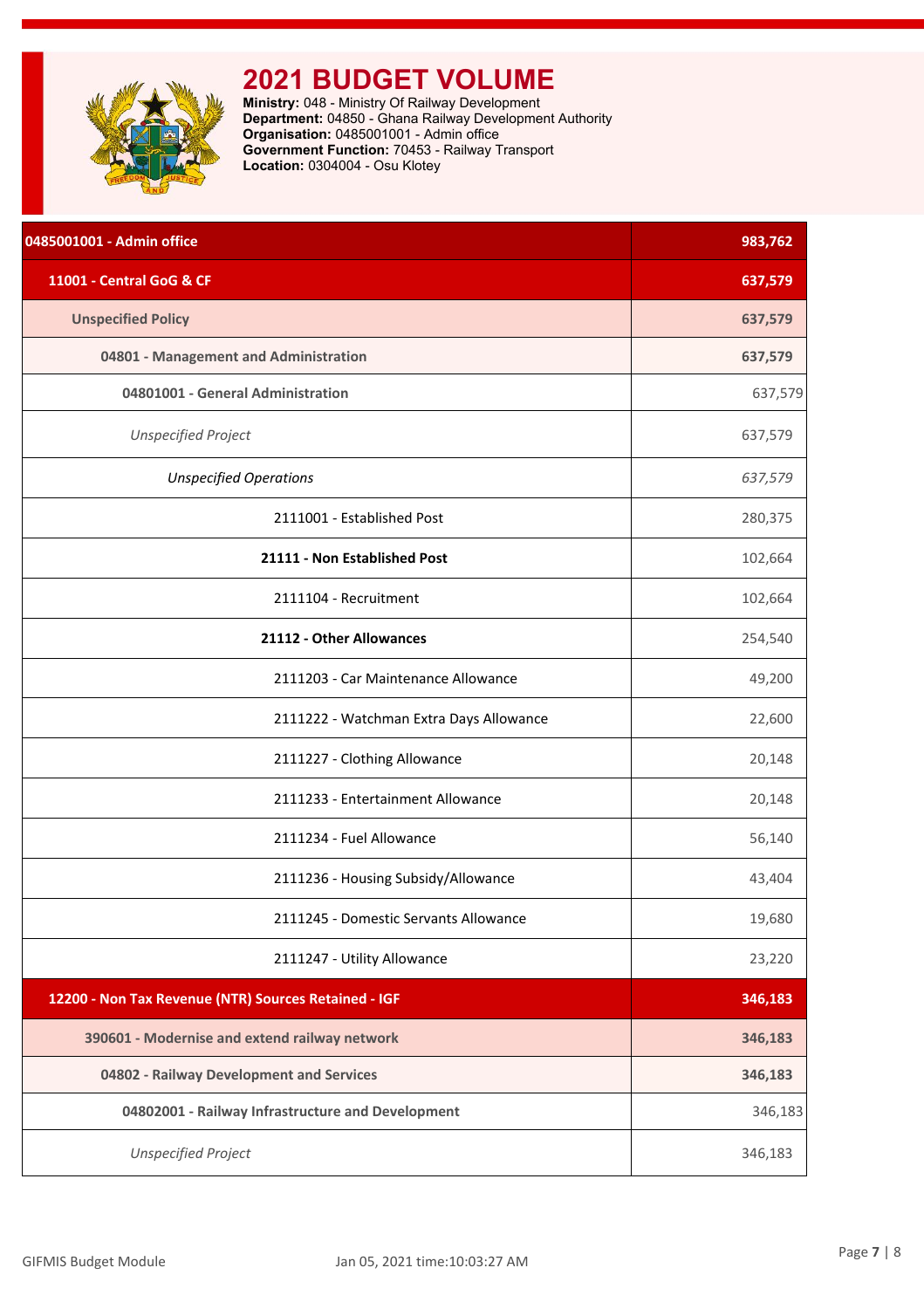# 2021 BUDGET VOLUME

**Ministry:** 048 - Ministry Of Railway Development
**Department:** 04850 - Ghana Railway Development Authority
**Organisation:** 0485001001 - Admin office
**Government Function:** 70453 - Railway Transport
**Location:** 0304004 - Osu Klotey

| 0485001001 - Admin office | 983,762 |
|---|---|
| **11001 - Central GoG & CF** | **637,579** |
| **Unspecified Policy** | **637,579** |
| **04801 - Management and Administration** | **637,579** |
| **04801001 - General Administration** | 637,579 |
| *Unspecified Project* | 637,579 |
| *Unspecified Operations* | *637,579* |
| 2111001 - Established Post | 280,375 |
| **21111 - Non Established Post** | 102,664 |
| 2111104 - Recruitment | 102,664 |
| **21112 - Other Allowances** | 254,540 |
| 2111203 - Car Maintenance Allowance | 49,200 |
| 2111222 - Watchman Extra Days Allowance | 22,600 |
| 2111227 - Clothing Allowance | 20,148 |
| 2111233 - Entertainment Allowance | 20,148 |
| 2111234 - Fuel Allowance | 56,140 |
| 2111236 - Housing Subsidy/Allowance | 43,404 |
| 2111245 - Domestic Servants Allowance | 19,680 |
| 2111247 - Utility Allowance | 23,220 |
| **12200 - Non Tax Revenue (NTR) Sources Retained - IGF** | **346,183** |
| **390601 - Modernise and extend railway network** | **346,183** |
| **04802 - Railway Development and Services** | **346,183** |
| **04802001 - Railway Infrastructure and Development** | 346,183 |
| *Unspecified Project* | 346,183 |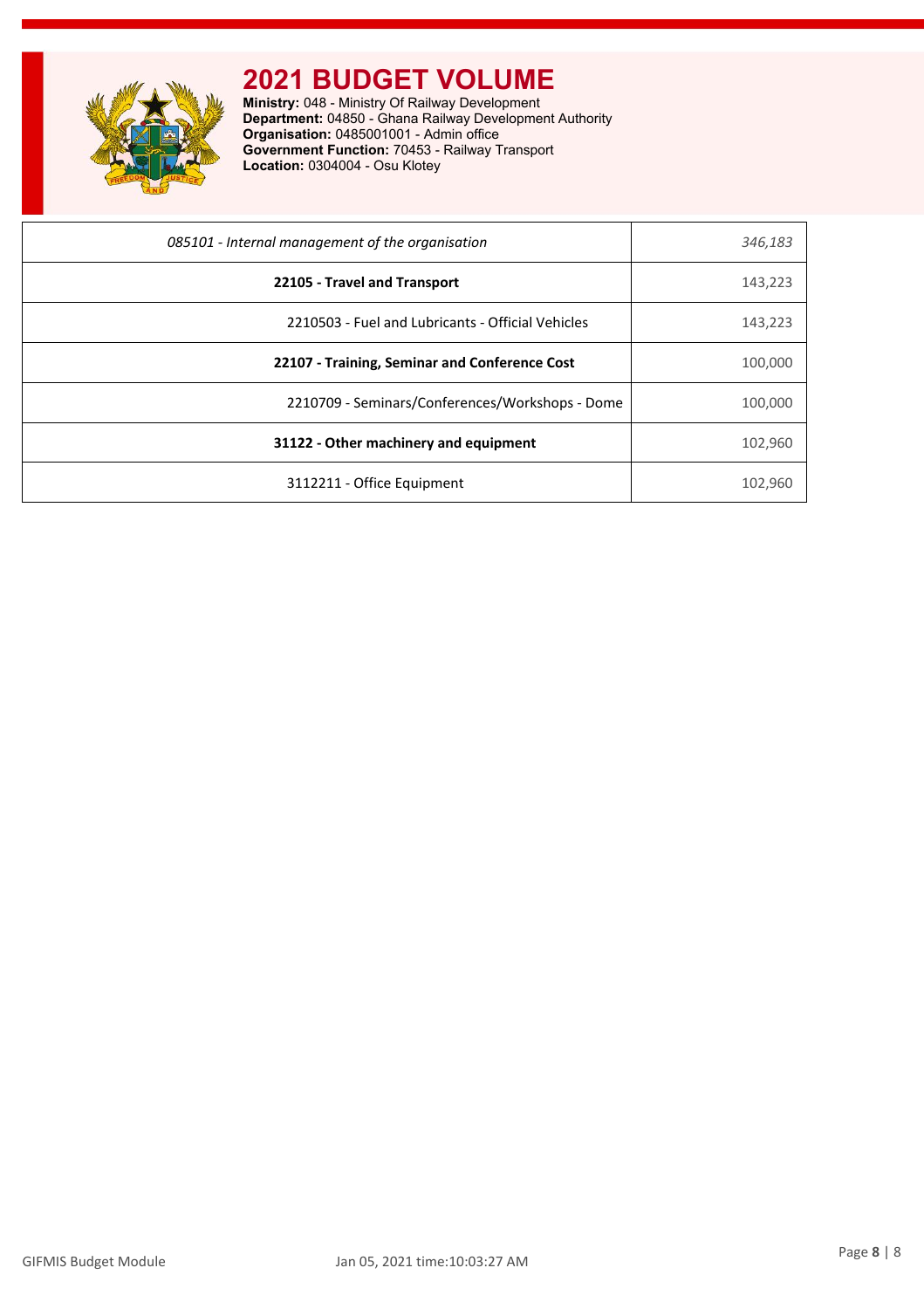# 2021 BUDGET VOLUME

**Ministry:** 048 - Ministry Of Railway Development
**Department:** 04850 - Ghana Railway Development Authority
**Organisation:** 0485001001 - Admin office
**Government Function:** 70453 - Railway Transport
**Location:** 0304004 - Osu Klotey

| | |
|---|---|
| *085101 - Internal management of the organisation* | *346,183* |
| **22105 - Travel and Transport** | 143,223 |
| 2210503 - Fuel and Lubricants - Official Vehicles | 143,223 |
| **22107 - Training, Seminar and Conference Cost** | 100,000 |
| 2210709 - Seminars/Conferences/Workshops - Dome | 100,000 |
| **31122 - Other machinery and equipment** | 102,960 |
| 3112211 - Office Equipment | 102,960 |

GIFMIS Budget Module Jan 05, 2021 time:10:03:27 AM